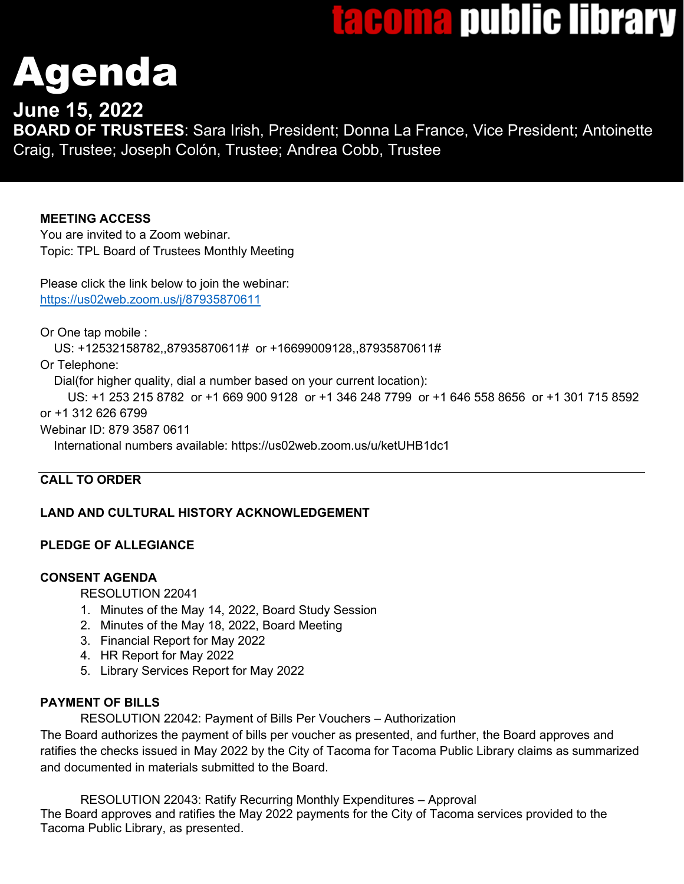**tacoma public library**

# Agenda

## June 15, 2022

**BOARD OF TRUSTEES**: Sara Irish, President; Donna La France, Vice President; Antoinette Craig, Trustee; Joseph Colón, Trustee; Andrea Cobb, Trustee

**MEETING ACCESS**

You are invited to a Zoom webinar.

Topic: TPL Board of Trustees Monthly Meeting

Please click the link below to join the webinar:
https://us02web.zoom.us/j/87935870611

Or One tap mobile :
US: +12532158782,,87935870611# or +16699009128,,87935870611#

Or Telephone:
Dial(for higher quality, dial a number based on your current location):
US: +1 253 215 8782 or +1 669 900 9128 or +1 346 248 7799 or +1 646 558 8656 or +1 301 715 8592 or +1 312 626 6799

Webinar ID: 879 3587 0611

International numbers available: https://us02web.zoom.us/u/ketUHB1dc1

---

**CALL TO ORDER**

**LAND AND CULTURAL HISTORY ACKNOWLEDGEMENT**

**PLEDGE OF ALLEGIANCE**

**CONSENT AGENDA**

RESOLUTION 22041

1. Minutes of the May 14, 2022, Board Study Session
2. Minutes of the May 18, 2022, Board Meeting
3. Financial Report for May 2022
4. HR Report for May 2022
5. Library Services Report for May 2022

**PAYMENT OF BILLS**

RESOLUTION 22042: Payment of Bills Per Vouchers – Authorization

The Board authorizes the payment of bills per voucher as presented, and further, the Board approves and ratifies the checks issued in May 2022 by the City of Tacoma for Tacoma Public Library claims as summarized and documented in materials submitted to the Board.

RESOLUTION 22043: Ratify Recurring Monthly Expenditures – Approval

The Board approves and ratifies the May 2022 payments for the City of Tacoma services provided to the Tacoma Public Library, as presented.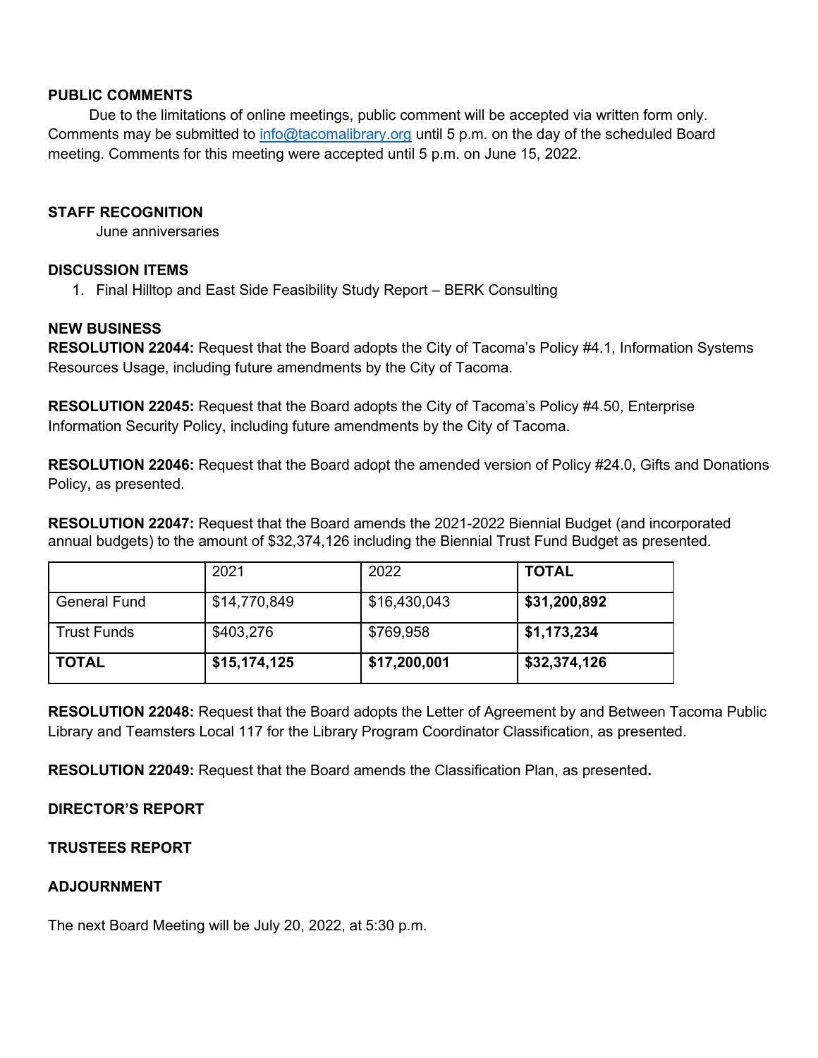**PUBLIC COMMENTS**

Due to the limitations of online meetings, public comment will be accepted via written form only. Comments may be submitted to info@tacomalibrary.org until 5 p.m. on the day of the scheduled Board meeting. Comments for this meeting were accepted until 5 p.m. on June 15, 2022.

**STAFF RECOGNITION**

June anniversaries

**DISCUSSION ITEMS**

1. Final Hilltop and East Side Feasibility Study Report – BERK Consulting

**NEW BUSINESS**

**RESOLUTION 22044:** Request that the Board adopts the City of Tacoma's Policy #4.1, Information Systems Resources Usage, including future amendments by the City of Tacoma.

**RESOLUTION 22045:** Request that the Board adopts the City of Tacoma's Policy #4.50, Enterprise Information Security Policy, including future amendments by the City of Tacoma.

**RESOLUTION 22046:** Request that the Board adopt the amended version of Policy #24.0, Gifts and Donations Policy, as presented.

**RESOLUTION 22047:** Request that the Board amends the 2021-2022 Biennial Budget (and incorporated annual budgets) to the amount of $32,374,126 including the Biennial Trust Fund Budget as presented.

| | 2021 | 2022 | **TOTAL** |
|---|---|---|---|
| General Fund | $14,770,849 | $16,430,043 | **$31,200,892** |
| Trust Funds | $403,276 | $769,958 | **$1,173,234** |
| **TOTAL** | **$15,174,125** | **$17,200,001** | **$32,374,126** |

**RESOLUTION 22048:** Request that the Board adopts the Letter of Agreement by and Between Tacoma Public Library and Teamsters Local 117 for the Library Program Coordinator Classification, as presented.

**RESOLUTION 22049:** Request that the Board amends the Classification Plan, as presented**.**

**DIRECTOR'S REPORT**

**TRUSTEES REPORT**

**ADJOURNMENT**

The next Board Meeting will be July 20, 2022, at 5:30 p.m.